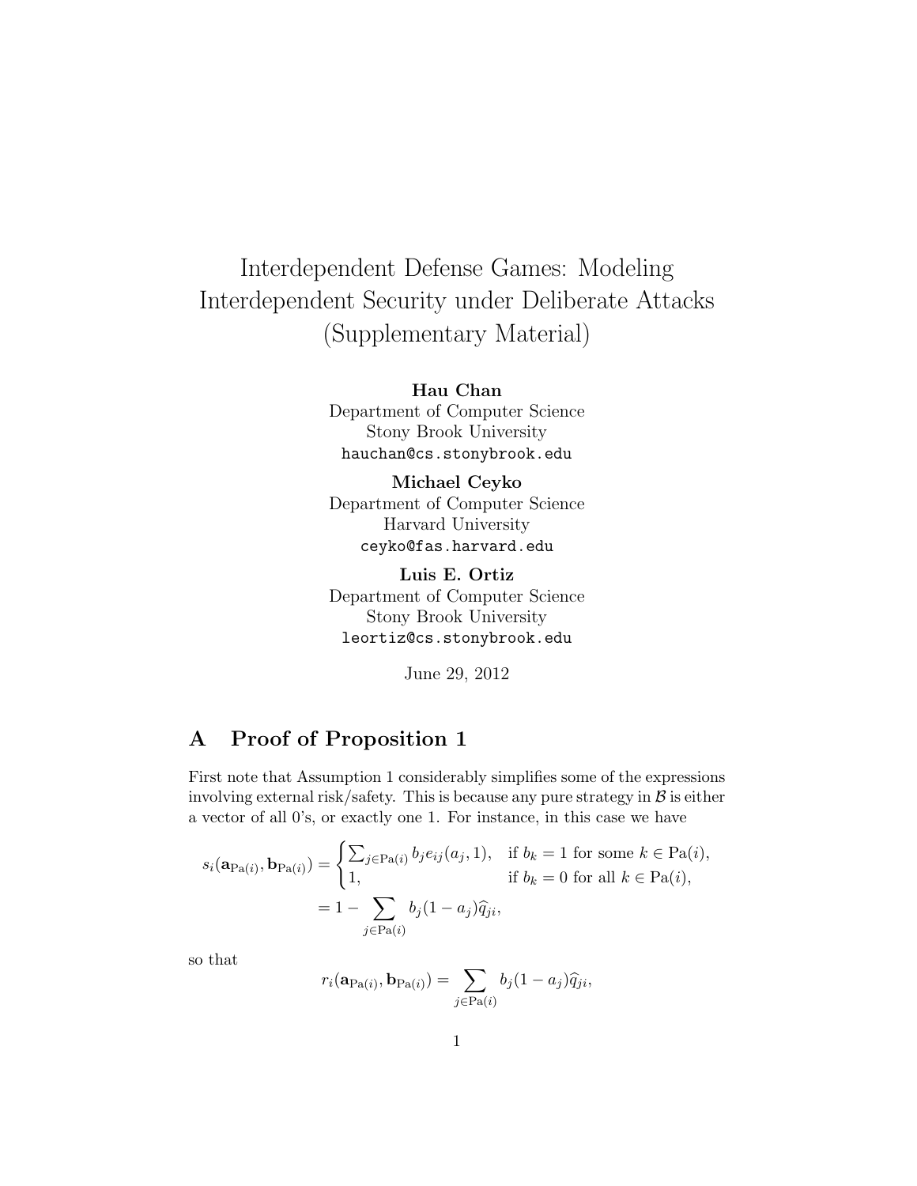# Interdependent Defense Games: Modeling Interdependent Security under Deliberate Attacks (Supplementary Material)

**Hau Chan**
Department of Computer Science
Stony Brook University
`hauchan@cs.stonybrook.edu`

**Michael Ceyko**
Department of Computer Science
Harvard University
`ceyko@fas.harvard.edu`

**Luis E. Ortiz**
Department of Computer Science
Stony Brook University
`leortiz@cs.stonybrook.edu`

June 29, 2012

## A Proof of Proposition 1

First note that Assumption 1 considerably simplifies some of the expressions involving external risk/safety. This is because any pure strategy in $\mathcal{B}$ is either a vector of all 0's, or exactly one 1. For instance, in this case we have

$$
\begin{aligned}
s_i(\mathbf{a}_{\mathrm{Pa}(i)}, \mathbf{b}_{\mathrm{Pa}(i)}) &= \begin{cases} \sum_{j \in \mathrm{Pa}(i)} b_j e_{ij}(a_j, 1), & \text{if } b_k = 1 \text{ for some } k \in \mathrm{Pa}(i), \\ 1, & \text{if } b_k = 0 \text{ for all } k \in \mathrm{Pa}(i), \end{cases} \\
&= 1 - \sum_{j \in \mathrm{Pa}(i)} b_j (1 - a_j) \widehat{q}_{ji},
\end{aligned}
$$

so that

$$
r_i(\mathbf{a}_{\mathrm{Pa}(i)}, \mathbf{b}_{\mathrm{Pa}(i)}) = \sum_{j \in \mathrm{Pa}(i)} b_j (1 - a_j) \widehat{q}_{ji},
$$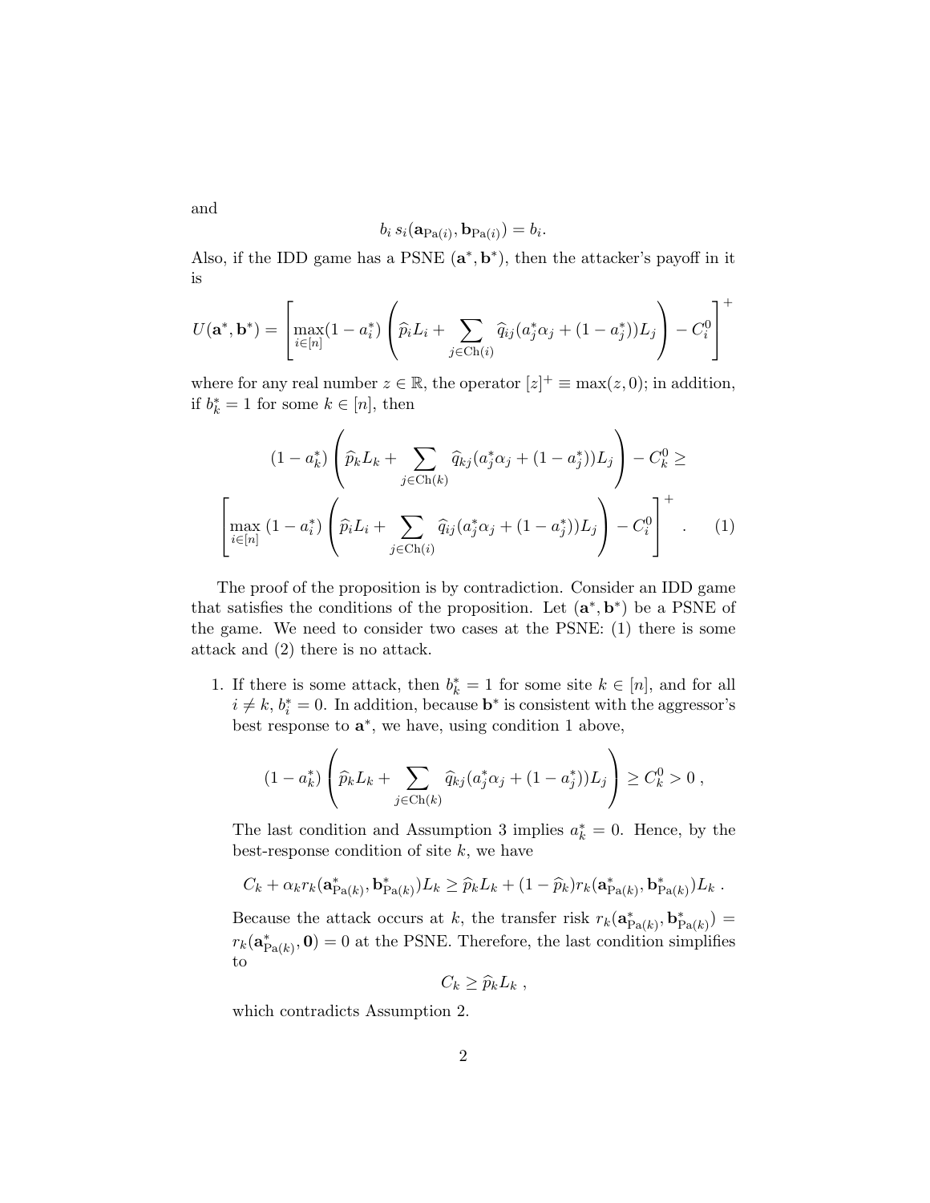and

$$b_i \, s_i(\mathbf{a}_{\mathrm{Pa}(i)}, \mathbf{b}_{\mathrm{Pa}(i)}) = b_i.$$

Also, if the IDD game has a PSNE $(\mathbf{a}^*, \mathbf{b}^*)$, then the attacker's payoff in it is

$$U(\mathbf{a}^*, \mathbf{b}^*) = \left[ \max_{i \in [n]} (1 - a_i^*) \left( \widehat{p}_i L_i + \sum_{j \in \mathrm{Ch}(i)} \widehat{q}_{ij} (a_j^* \alpha_j + (1 - a_j^*)) L_j \right) - C_i^0 \right]^+$$

where for any real number $z \in \mathbb{R}$, the operator $[z]^+ \equiv \max(z, 0)$; in addition, if $b_k^* = 1$ for some $k \in [n]$, then

$$(1 - a_k^*) \left( \widehat{p}_k L_k + \sum_{j \in \mathrm{Ch}(k)} \widehat{q}_{kj} (a_j^* \alpha_j + (1 - a_j^*)) L_j \right) - C_k^0 \geq$$

$$\left[ \max_{i \in [n]} (1 - a_i^*) \left( \widehat{p}_i L_i + \sum_{j \in \mathrm{Ch}(i)} \widehat{q}_{ij} (a_j^* \alpha_j + (1 - a_j^*)) L_j \right) - C_i^0 \right]^+ . \quad (1)$$

The proof of the proposition is by contradiction. Consider an IDD game that satisfies the conditions of the proposition. Let $(\mathbf{a}^*, \mathbf{b}^*)$ be a PSNE of the game. We need to consider two cases at the PSNE: (1) there is some attack and (2) there is no attack.

1. If there is some attack, then $b_k^* = 1$ for some site $k \in [n]$, and for all $i \neq k$, $b_i^* = 0$. In addition, because $\mathbf{b}^*$ is consistent with the aggressor's best response to $\mathbf{a}^*$, we have, using condition 1 above,

   $$(1 - a_k^*) \left( \widehat{p}_k L_k + \sum_{j \in \mathrm{Ch}(k)} \widehat{q}_{kj} (a_j^* \alpha_j + (1 - a_j^*)) L_j \right) \geq C_k^0 > 0 \, ,$$

   The last condition and Assumption 3 implies $a_k^* = 0$. Hence, by the best-response condition of site $k$, we have

   $$C_k + \alpha_k r_k(\mathbf{a}^*_{\mathrm{Pa}(k)}, \mathbf{b}^*_{\mathrm{Pa}(k)}) L_k \geq \widehat{p}_k L_k + (1 - \widehat{p}_k) r_k(\mathbf{a}^*_{\mathrm{Pa}(k)}, \mathbf{b}^*_{\mathrm{Pa}(k)}) L_k \, .$$

   Because the attack occurs at $k$, the transfer risk $r_k(\mathbf{a}^*_{\mathrm{Pa}(k)}, \mathbf{b}^*_{\mathrm{Pa}(k)}) = r_k(\mathbf{a}^*_{\mathrm{Pa}(k)}, \mathbf{0}) = 0$ at the PSNE. Therefore, the last condition simplifies to

   $$C_k \geq \widehat{p}_k L_k \, ,$$

   which contradicts Assumption 2.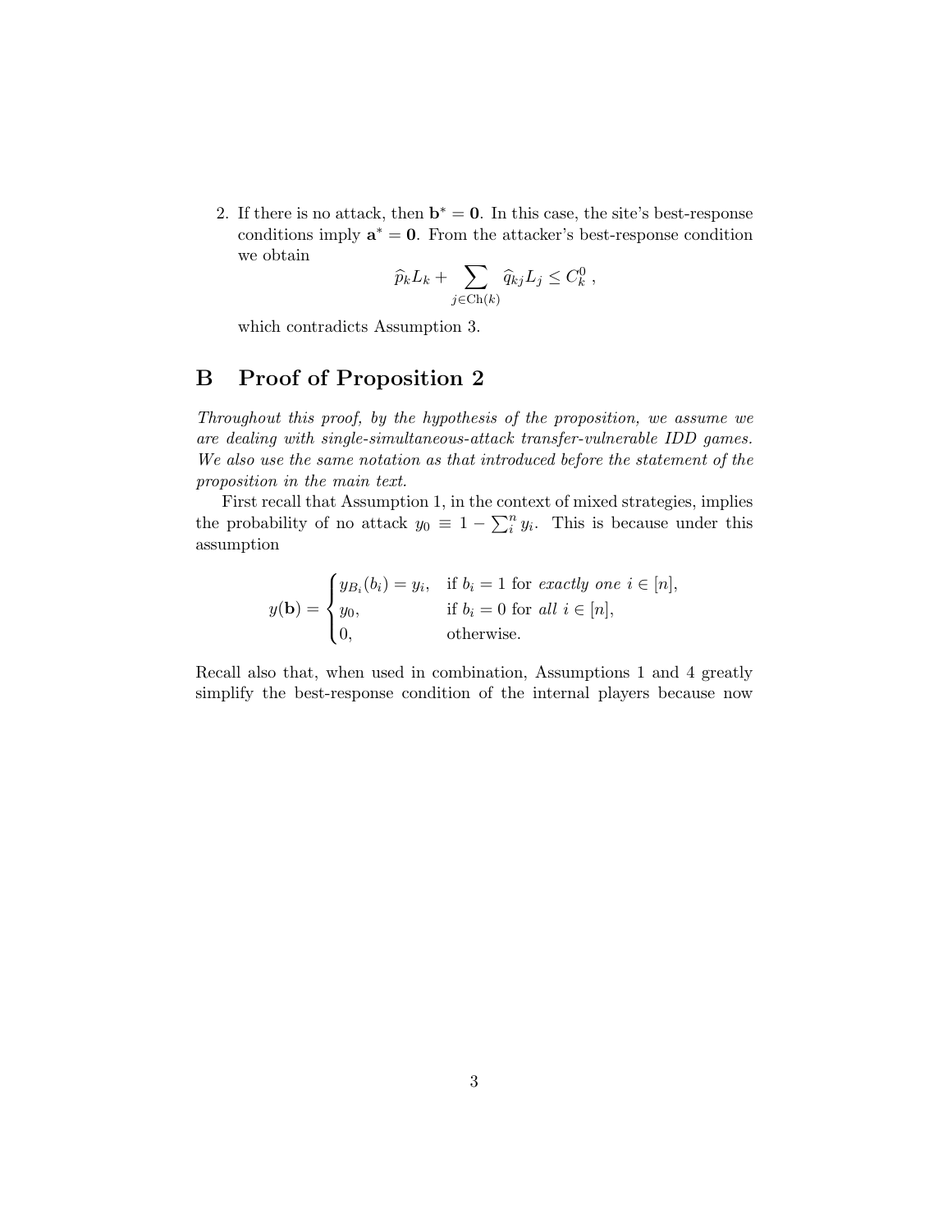2. If there is no attack, then $\mathbf{b}^* = \mathbf{0}$. In this case, the site's best-response conditions imply $\mathbf{a}^* = \mathbf{0}$. From the attacker's best-response condition we obtain

$$\widehat{p}_k L_k + \sum_{j \in \mathrm{Ch}(k)} \widehat{q}_{kj} L_j \leq C_k^0 \ ,$$

which contradicts Assumption 3.

## B Proof of Proposition 2

*Throughout this proof, by the hypothesis of the proposition, we assume we are dealing with single-simultaneous-attack transfer-vulnerable IDD games. We also use the same notation as that introduced before the statement of the proposition in the main text.*

First recall that Assumption 1, in the context of mixed strategies, implies the probability of no attack $y_0 \equiv 1 - \sum_i^n y_i$. This is because under this assumption

$$y(\mathbf{b}) = \begin{cases} y_{B_i}(b_i) = y_i, & \text{if } b_i = 1 \text{ for } \textit{exactly one } i \in [n], \\ y_0, & \text{if } b_i = 0 \text{ for } \textit{all } i \in [n], \\ 0, & \text{otherwise.} \end{cases}$$

Recall also that, when used in combination, Assumptions 1 and 4 greatly simplify the best-response condition of the internal players because now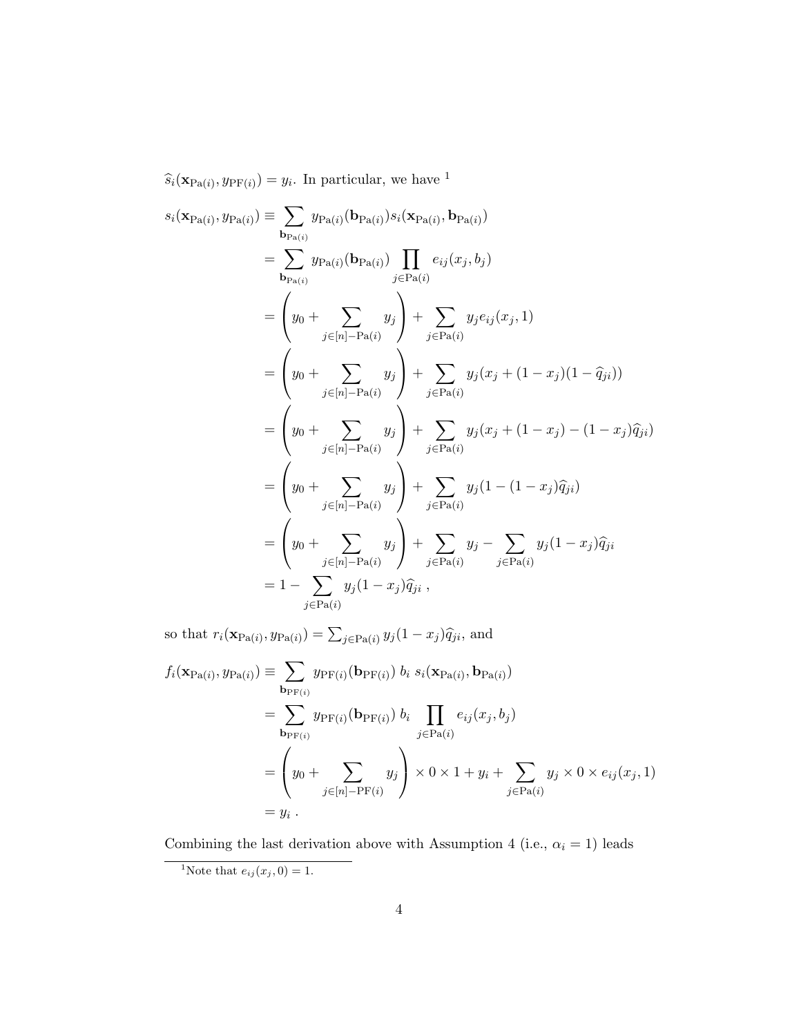$\widehat{s}_i(\mathbf{x}_{\mathrm{Pa}(i)}, y_{\mathrm{PF}(i)}) = y_i$. In particular, we have [1]

$$
\begin{aligned}
s_i(\mathbf{x}_{\mathrm{Pa}(i)}, y_{\mathrm{Pa}(i)}) &\equiv \sum_{\mathbf{b}_{\mathrm{Pa}(i)}} y_{\mathrm{Pa}(i)}(\mathbf{b}_{\mathrm{Pa}(i)}) s_i(\mathbf{x}_{\mathrm{Pa}(i)}, \mathbf{b}_{\mathrm{Pa}(i)}) \\
&= \sum_{\mathbf{b}_{\mathrm{Pa}(i)}} y_{\mathrm{Pa}(i)}(\mathbf{b}_{\mathrm{Pa}(i)}) \prod_{j \in \mathrm{Pa}(i)} e_{ij}(x_j, b_j) \\
&= \left( y_0 + \sum_{j \in [n] - \mathrm{Pa}(i)} y_j \right) + \sum_{j \in \mathrm{Pa}(i)} y_j e_{ij}(x_j, 1) \\
&= \left( y_0 + \sum_{j \in [n] - \mathrm{Pa}(i)} y_j \right) + \sum_{j \in \mathrm{Pa}(i)} y_j (x_j + (1 - x_j)(1 - \widehat{q}_{ji})) \\
&= \left( y_0 + \sum_{j \in [n] - \mathrm{Pa}(i)} y_j \right) + \sum_{j \in \mathrm{Pa}(i)} y_j (x_j + (1 - x_j) - (1 - x_j)\widehat{q}_{ji}) \\
&= \left( y_0 + \sum_{j \in [n] - \mathrm{Pa}(i)} y_j \right) + \sum_{j \in \mathrm{Pa}(i)} y_j (1 - (1 - x_j)\widehat{q}_{ji}) \\
&= \left( y_0 + \sum_{j \in [n] - \mathrm{Pa}(i)} y_j \right) + \sum_{j \in \mathrm{Pa}(i)} y_j - \sum_{j \in \mathrm{Pa}(i)} y_j (1 - x_j)\widehat{q}_{ji} \\
&= 1 - \sum_{j \in \mathrm{Pa}(i)} y_j (1 - x_j)\widehat{q}_{ji} \, ,
\end{aligned}
$$

so that $r_i(\mathbf{x}_{\mathrm{Pa}(i)}, y_{\mathrm{Pa}(i)}) = \sum_{j \in \mathrm{Pa}(i)} y_j (1 - x_j)\widehat{q}_{ji}$, and

$$
\begin{aligned}
f_i(\mathbf{x}_{\mathrm{Pa}(i)}, y_{\mathrm{Pa}(i)}) &\equiv \sum_{\mathbf{b}_{\mathrm{PF}(i)}} y_{\mathrm{PF}(i)}(\mathbf{b}_{\mathrm{PF}(i)}) \; b_i \; s_i(\mathbf{x}_{\mathrm{Pa}(i)}, \mathbf{b}_{\mathrm{Pa}(i)}) \\
&= \sum_{\mathbf{b}_{\mathrm{PF}(i)}} y_{\mathrm{PF}(i)}(\mathbf{b}_{\mathrm{PF}(i)}) \; b_i \prod_{j \in \mathrm{Pa}(i)} e_{ij}(x_j, b_j) \\
&= \left( y_0 + \sum_{j \in [n] - \mathrm{PF}(i)} y_j \right) \times 0 \times 1 + y_i + \sum_{j \in \mathrm{Pa}(i)} y_j \times 0 \times e_{ij}(x_j, 1) \\
&= y_i \, .
\end{aligned}
$$

Combining the last derivation above with Assumption 4 (i.e., $\alpha_i = 1$) leads

---

[1] Note that $e_{ij}(x_j, 0) = 1$.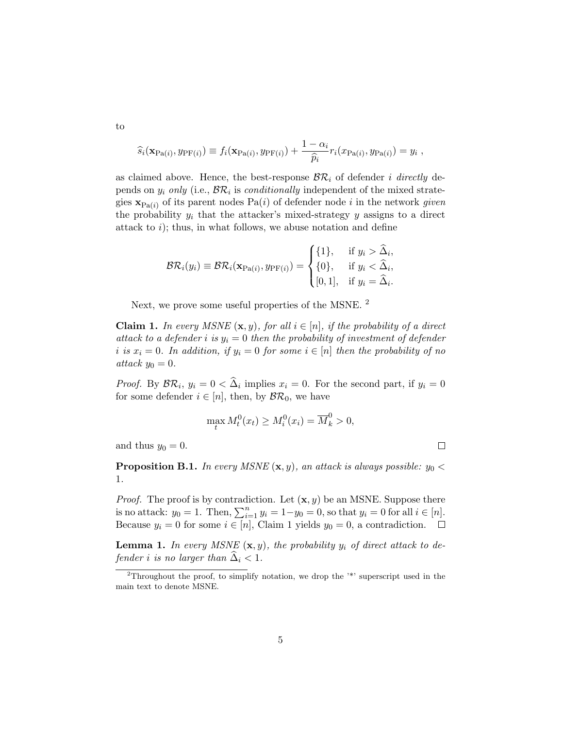to

$$\widehat{s}_i(\mathbf{x}_{\mathrm{Pa}(i)}, y_{\mathrm{PF}(i)}) \equiv f_i(\mathbf{x}_{\mathrm{Pa}(i)}, y_{\mathrm{PF}(i)}) + \frac{1-\alpha_i}{\widehat{p}_i} r_i(x_{\mathrm{Pa}(i)}, y_{\mathrm{Pa}(i)}) = y_i \ ,$$

as claimed above. Hence, the best-response $\mathcal{BR}_i$ of defender $i$ *directly* depends on $y_i$ *only* (i.e., $\mathcal{BR}_i$ is *conditionally* independent of the mixed strategies $\mathbf{x}_{\mathrm{Pa}(i)}$ of its parent nodes $\mathrm{Pa}(i)$ of defender node $i$ in the network *given* the probability $y_i$ that the attacker's mixed-strategy $y$ assigns to a direct attack to $i$); thus, in what follows, we abuse notation and define

$$\mathcal{BR}_i(y_i) \equiv \mathcal{BR}_i(\mathbf{x}_{\mathrm{Pa}(i)}, y_{\mathrm{PF}(i)}) = \begin{cases} \{1\}, & \text{if } y_i > \widehat{\Delta}_i, \\ \{0\}, & \text{if } y_i < \widehat{\Delta}_i, \\ [0,1], & \text{if } y_i = \widehat{\Delta}_i. \end{cases}$$

Next, we prove some useful properties of the MSNE. [2]

**Claim 1.** *In every MSNE $(\mathbf{x}, y)$, for all $i \in [n]$, if the probability of a direct attack to a defender $i$ is $y_i = 0$ then the probability of investment of defender $i$ is $x_i = 0$. In addition, if $y_i = 0$ for some $i \in [n]$ then the probability of no attack $y_0 = 0$.*

*Proof.* By $\mathcal{BR}_i$, $y_i = 0 < \widehat{\Delta}_i$ implies $x_i = 0$. For the second part, if $y_i = 0$ for some defender $i \in [n]$, then, by $\mathcal{BR}_0$, we have

$$\max_t M_t^0(x_t) \geq M_i^0(x_i) = \overline{M}_k^0 > 0,$$

and thus $y_0 = 0$. □

**Proposition B.1.** *In every MSNE $(\mathbf{x}, y)$, an attack is always possible: $y_0 < 1$.*

*Proof.* The proof is by contradiction. Let $(\mathbf{x}, y)$ be an MSNE. Suppose there is no attack: $y_0 = 1$. Then, $\sum_{i=1}^n y_i = 1 - y_0 = 0$, so that $y_i = 0$ for all $i \in [n]$. Because $y_i = 0$ for some $i \in [n]$, Claim 1 yields $y_0 = 0$, a contradiction. □

**Lemma 1.** *In every MSNE $(\mathbf{x}, y)$, the probability $y_i$ of direct attack to defender $i$ is no larger than $\widehat{\Delta}_i < 1$.*

[2] Throughout the proof, to simplify notation, we drop the '*' superscript used in the main text to denote MSNE.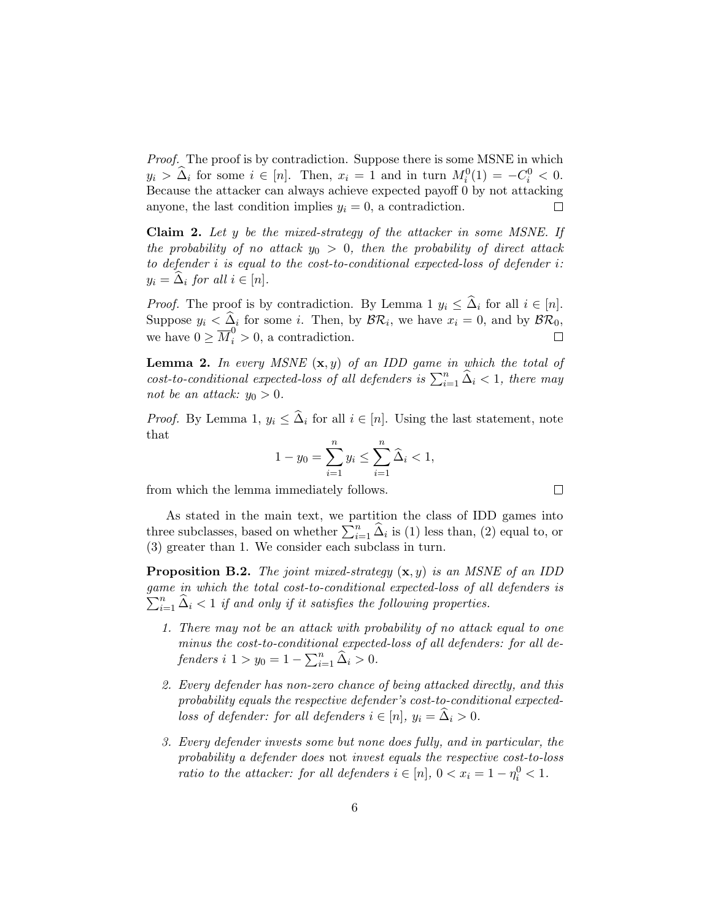*Proof.* The proof is by contradiction. Suppose there is some MSNE in which $y_i > \widehat{\Delta}_i$ for some $i \in [n]$. Then, $x_i = 1$ and in turn $M_i^0(1) = -C_i^0 < 0$. Because the attacker can always achieve expected payoff 0 by not attacking anyone, the last condition implies $y_i = 0$, a contradiction. □

**Claim 2.** *Let $y$ be the mixed-strategy of the attacker in some MSNE. If the probability of no attack $y_0 > 0$, then the probability of direct attack to defender $i$ is equal to the cost-to-conditional expected-loss of defender $i$: $y_i = \widehat{\Delta}_i$ for all $i \in [n]$.*

*Proof.* The proof is by contradiction. By Lemma 1 $y_i \leq \widehat{\Delta}_i$ for all $i \in [n]$. Suppose $y_i < \widehat{\Delta}_i$ for some $i$. Then, by $\mathcal{BR}_i$, we have $x_i = 0$, and by $\mathcal{BR}_0$, we have $0 \geq \overline{M}_i^0 > 0$, a contradiction. □

**Lemma 2.** *In every MSNE $(\mathbf{x}, y)$ of an IDD game in which the total of cost-to-conditional expected-loss of all defenders is $\sum_{i=1}^{n} \widehat{\Delta}_i < 1$, there may not be an attack: $y_0 > 0$.*

*Proof.* By Lemma 1, $y_i \leq \widehat{\Delta}_i$ for all $i \in [n]$. Using the last statement, note that

$$1 - y_0 = \sum_{i=1}^{n} y_i \leq \sum_{i=1}^{n} \widehat{\Delta}_i < 1,$$

from which the lemma immediately follows. □

As stated in the main text, we partition the class of IDD games into three subclasses, based on whether $\sum_{i=1}^{n} \widehat{\Delta}_i$ is (1) less than, (2) equal to, or (3) greater than 1. We consider each subclass in turn.

**Proposition B.2.** *The joint mixed-strategy $(\mathbf{x}, y)$ is an MSNE of an IDD game in which the total cost-to-conditional expected-loss of all defenders is $\sum_{i=1}^{n} \widehat{\Delta}_i < 1$ if and only if it satisfies the following properties.*

1. *There may not be an attack with probability of no attack equal to one minus the cost-to-conditional expected-loss of all defenders: for all defenders $i$ $1 > y_0 = 1 - \sum_{i=1}^{n} \widehat{\Delta}_i > 0$.*

2. *Every defender has non-zero chance of being attacked directly, and this probability equals the respective defender's cost-to-conditional expected-loss of defender: for all defenders $i \in [n]$, $y_i = \widehat{\Delta}_i > 0$.*

3. *Every defender invests some but none does fully, and in particular, the probability a defender does* not *invest equals the respective cost-to-loss ratio to the attacker: for all defenders $i \in [n]$, $0 < x_i = 1 - \eta_i^0 < 1$.*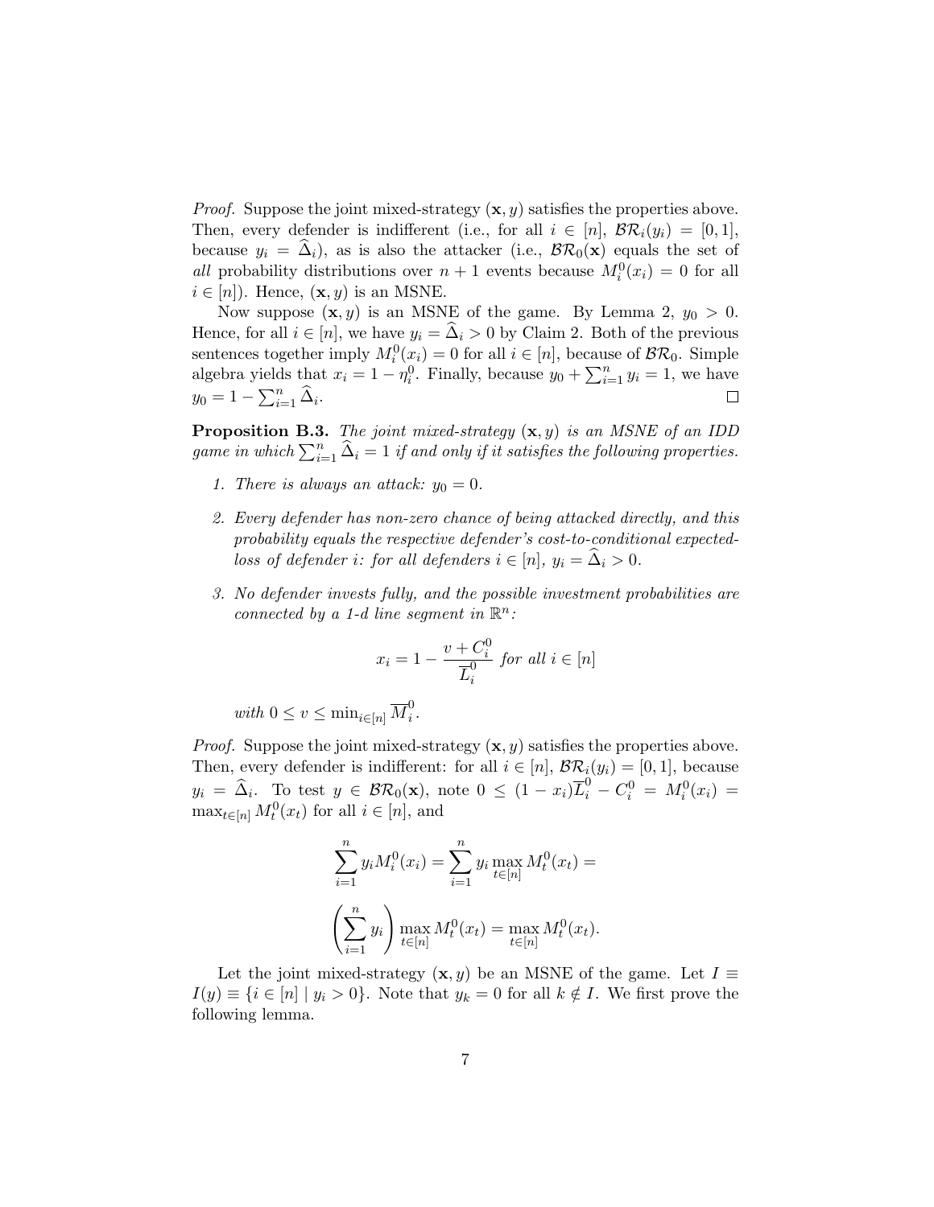*Proof.* Suppose the joint mixed-strategy $(\mathbf{x}, y)$ satisfies the properties above. Then, every defender is indifferent (i.e., for all $i \in [n]$, $\mathcal{BR}_i(y_i) = [0,1]$, because $y_i = \widehat{\Delta}_i$), as is also the attacker (i.e., $\mathcal{BR}_0(\mathbf{x})$ equals the set of *all* probability distributions over $n+1$ events because $M_i^0(x_i) = 0$ for all $i \in [n]$). Hence, $(\mathbf{x}, y)$ is an MSNE.

Now suppose $(\mathbf{x}, y)$ is an MSNE of the game. By Lemma 2, $y_0 > 0$. Hence, for all $i \in [n]$, we have $y_i = \widehat{\Delta}_i > 0$ by Claim 2. Both of the previous sentences together imply $M_i^0(x_i) = 0$ for all $i \in [n]$, because of $\mathcal{BR}_0$. Simple algebra yields that $x_i = 1 - \eta_i^0$. Finally, because $y_0 + \sum_{i=1}^n y_i = 1$, we have $y_0 = 1 - \sum_{i=1}^n \widehat{\Delta}_i$. $\square$

**Proposition B.3.** *The joint mixed-strategy $(\mathbf{x}, y)$ is an MSNE of an IDD game in which $\sum_{i=1}^n \widehat{\Delta}_i = 1$ if and only if it satisfies the following properties.*

1. *There is always an attack: $y_0 = 0$.*
2. *Every defender has non-zero chance of being attacked directly, and this probability equals the respective defender's cost-to-conditional expected-loss of defender $i$: for all defenders $i \in [n]$, $y_i = \widehat{\Delta}_i > 0$.*
3. *No defender invests fully, and the possible investment probabilities are connected by a 1-d line segment in $\mathbb{R}^n$:*

$$x_i = 1 - \frac{v + C_i^0}{\overline{L}_i^0} \text{ for all } i \in [n]$$

*with $0 \leq v \leq \min_{i \in [n]} \overline{M}_i^0$.*

*Proof.* Suppose the joint mixed-strategy $(\mathbf{x}, y)$ satisfies the properties above. Then, every defender is indifferent: for all $i \in [n]$, $\mathcal{BR}_i(y_i) = [0,1]$, because $y_i = \widehat{\Delta}_i$. To test $y \in \mathcal{BR}_0(\mathbf{x})$, note $0 \leq (1 - x_i)\overline{L}_i^0 - C_i^0 = M_i^0(x_i) = \max_{t \in [n]} M_t^0(x_t)$ for all $i \in [n]$, and

$$\sum_{i=1}^n y_i M_i^0(x_i) = \sum_{i=1}^n y_i \max_{t \in [n]} M_t^0(x_t) =$$

$$\left(\sum_{i=1}^n y_i\right) \max_{t \in [n]} M_t^0(x_t) = \max_{t \in [n]} M_t^0(x_t).$$

Let the joint mixed-strategy $(\mathbf{x}, y)$ be an MSNE of the game. Let $I \equiv I(y) \equiv \{i \in [n] \mid y_i > 0\}$. Note that $y_k = 0$ for all $k \notin I$. We first prove the following lemma.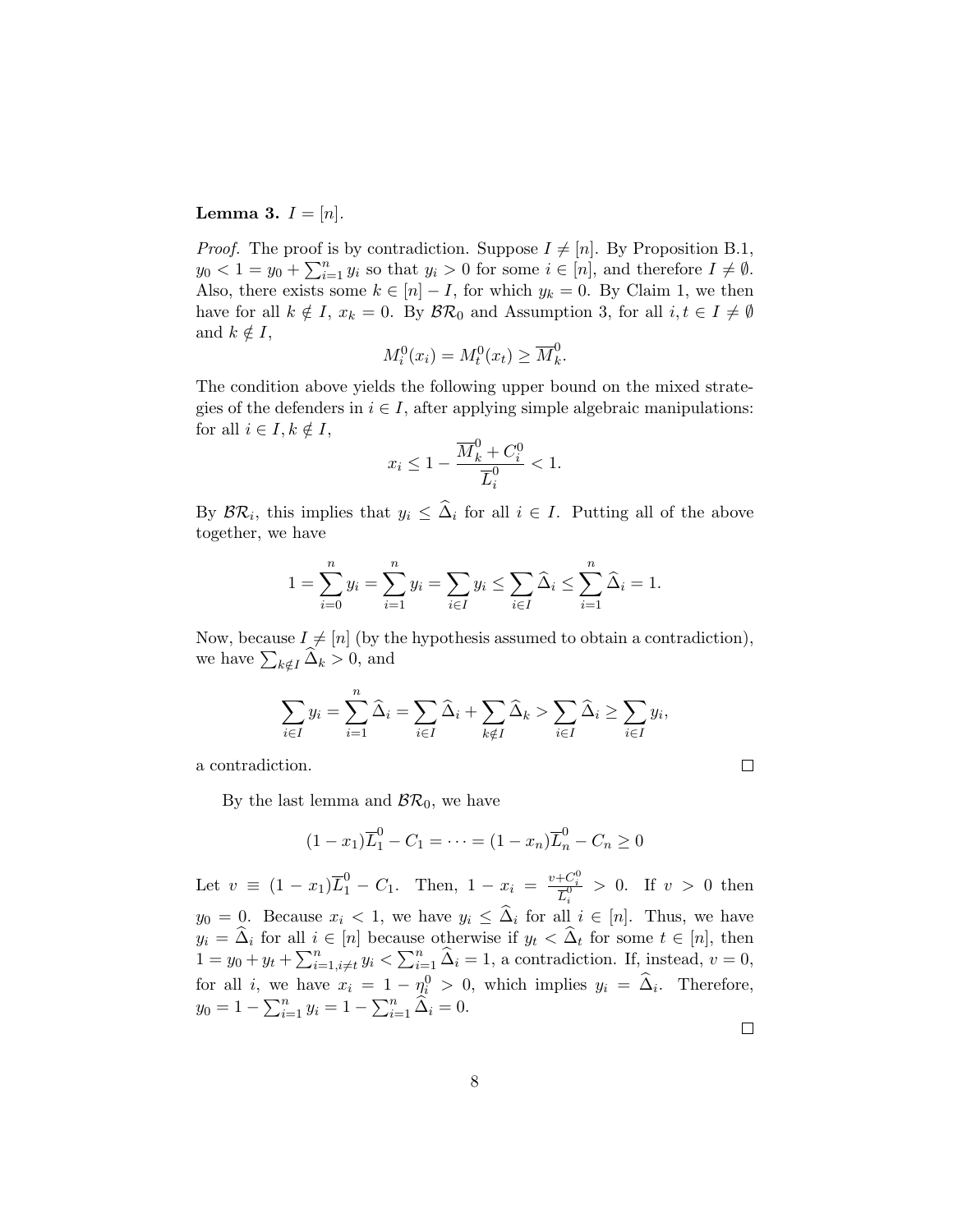**Lemma 3.** $I = [n]$.

*Proof.* The proof is by contradiction. Suppose $I \neq [n]$. By Proposition B.1, $y_0 < 1 = y_0 + \sum_{i=1}^n y_i$ so that $y_i > 0$ for some $i \in [n]$, and therefore $I \neq \emptyset$. Also, there exists some $k \in [n] - I$, for which $y_k = 0$. By Claim 1, we then have for all $k \notin I$, $x_k = 0$. By $\mathcal{BR}_0$ and Assumption 3, for all $i, t \in I \neq \emptyset$ and $k \notin I$,

$$M_i^0(x_i) = M_t^0(x_t) \geq \overline{M}_k^0.$$

The condition above yields the following upper bound on the mixed strategies of the defenders in $i \in I$, after applying simple algebraic manipulations: for all $i \in I, k \notin I$,

$$x_i \leq 1 - \frac{\overline{M}_k^0 + C_i^0}{\overline{L}_i^0} < 1.$$

By $\mathcal{BR}_i$, this implies that $y_i \leq \widehat{\Delta}_i$ for all $i \in I$. Putting all of the above together, we have

$$1 = \sum_{i=0}^n y_i = \sum_{i=1}^n y_i = \sum_{i \in I} y_i \leq \sum_{i \in I} \widehat{\Delta}_i \leq \sum_{i=1}^n \widehat{\Delta}_i = 1.$$

Now, because $I \neq [n]$ (by the hypothesis assumed to obtain a contradiction), we have $\sum_{k \notin I} \widehat{\Delta}_k > 0$, and

$$\sum_{i \in I} y_i = \sum_{i=1}^n \widehat{\Delta}_i = \sum_{i \in I} \widehat{\Delta}_i + \sum_{k \notin I} \widehat{\Delta}_k > \sum_{i \in I} \widehat{\Delta}_i \geq \sum_{i \in I} y_i,$$

a contradiction. $\square$

By the last lemma and $\mathcal{BR}_0$, we have

$$(1 - x_1)\overline{L}_1^0 - C_1 = \cdots = (1 - x_n)\overline{L}_n^0 - C_n \geq 0$$

Let $v \equiv (1 - x_1)\overline{L}_1^0 - C_1$. Then, $1 - x_i = \frac{v + C_i^0}{\overline{L}_i^0} > 0$. If $v > 0$ then $y_0 = 0$. Because $x_i < 1$, we have $y_i \leq \widehat{\Delta}_i$ for all $i \in [n]$. Thus, we have $y_i = \widehat{\Delta}_i$ for all $i \in [n]$ because otherwise if $y_t < \widehat{\Delta}_t$ for some $t \in [n]$, then $1 = y_0 + y_t + \sum_{i=1, i \neq t}^n y_i < \sum_{i=1}^n \widehat{\Delta}_i = 1$, a contradiction. If, instead, $v = 0$, for all $i$, we have $x_i = 1 - \eta_i^0 > 0$, which implies $y_i = \widehat{\Delta}_i$. Therefore, $y_0 = 1 - \sum_{i=1}^n y_i = 1 - \sum_{i=1}^n \widehat{\Delta}_i = 0$.

$\square$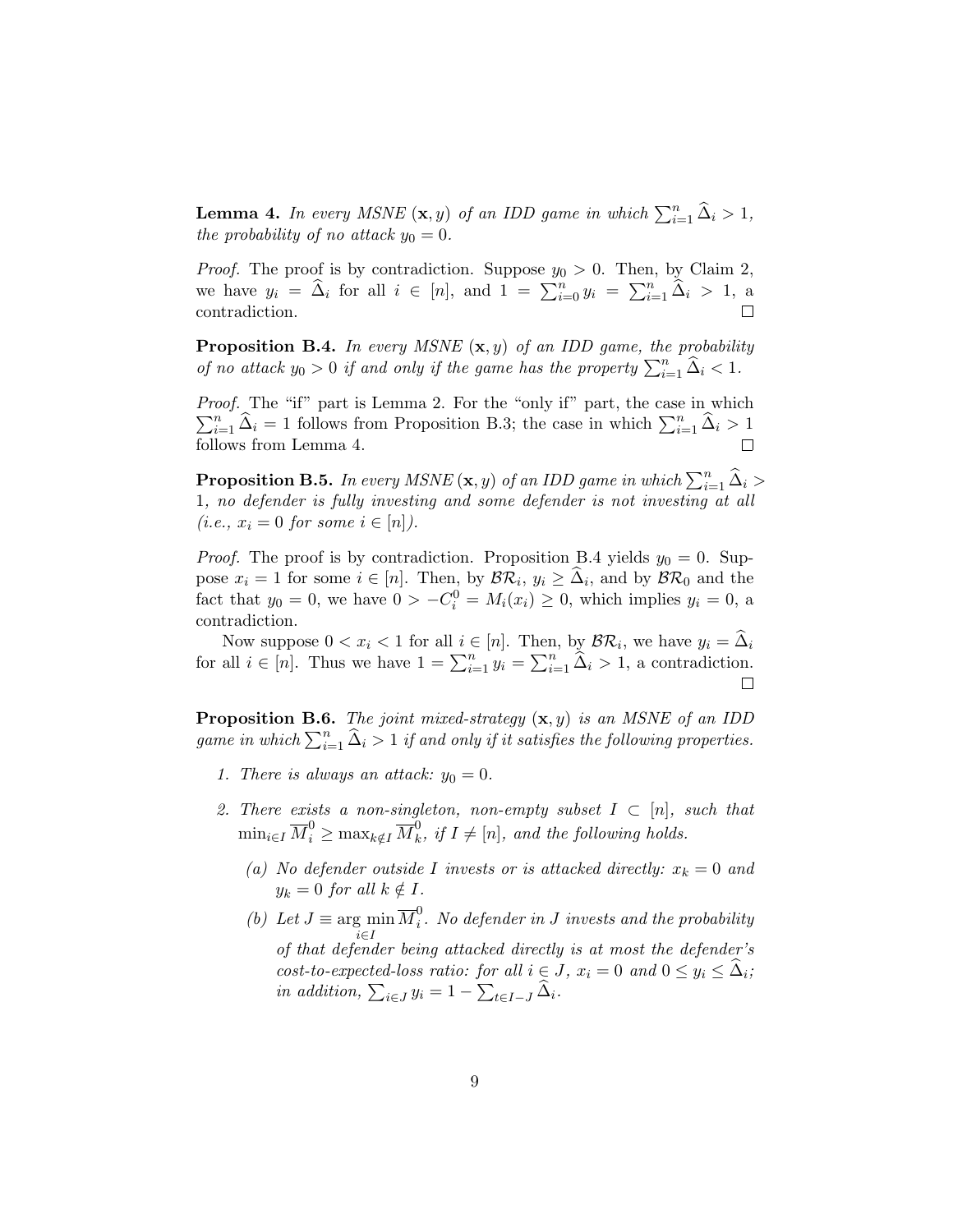**Lemma 4.** *In every MSNE $(\mathbf{x}, y)$ of an IDD game in which $\sum_{i=1}^{n} \widehat{\Delta}_i > 1$, the probability of no attack $y_0 = 0$.*

*Proof.* The proof is by contradiction. Suppose $y_0 > 0$. Then, by Claim 2, we have $y_i = \widehat{\Delta}_i$ for all $i \in [n]$, and $1 = \sum_{i=0}^{n} y_i = \sum_{i=1}^{n} \widehat{\Delta}_i > 1$, a contradiction. □

**Proposition B.4.** *In every MSNE $(\mathbf{x}, y)$ of an IDD game, the probability of no attack $y_0 > 0$ if and only if the game has the property $\sum_{i=1}^{n} \widehat{\Delta}_i < 1$.*

*Proof.* The "if" part is Lemma 2. For the "only if" part, the case in which $\sum_{i=1}^{n} \widehat{\Delta}_i = 1$ follows from Proposition B.3; the case in which $\sum_{i=1}^{n} \widehat{\Delta}_i > 1$ follows from Lemma 4. □

**Proposition B.5.** *In every MSNE $(\mathbf{x}, y)$ of an IDD game in which $\sum_{i=1}^{n} \widehat{\Delta}_i > 1$, no defender is fully investing and some defender is not investing at all (i.e., $x_i = 0$ for some $i \in [n]$).*

*Proof.* The proof is by contradiction. Proposition B.4 yields $y_0 = 0$. Suppose $x_i = 1$ for some $i \in [n]$. Then, by $\mathcal{BR}_i$, $y_i \geq \widehat{\Delta}_i$, and by $\mathcal{BR}_0$ and the fact that $y_0 = 0$, we have $0 > -C_i^0 = M_i(x_i) \geq 0$, which implies $y_i = 0$, a contradiction.

Now suppose $0 < x_i < 1$ for all $i \in [n]$. Then, by $\mathcal{BR}_i$, we have $y_i = \widehat{\Delta}_i$ for all $i \in [n]$. Thus we have $1 = \sum_{i=1}^{n} y_i = \sum_{i=1}^{n} \widehat{\Delta}_i > 1$, a contradiction. □

**Proposition B.6.** *The joint mixed-strategy $(\mathbf{x}, y)$ is an MSNE of an IDD game in which $\sum_{i=1}^{n} \widehat{\Delta}_i > 1$ if and only if it satisfies the following properties.*

1. *There is always an attack: $y_0 = 0$.*

2. *There exists a non-singleton, non-empty subset $I \subset [n]$, such that $\min_{i \in I} \overline{M}_i^0 \geq \max_{k \notin I} \overline{M}_k^0$, if $I \neq [n]$, and the following holds.*

   (a) *No defender outside $I$ invests or is attacked directly: $x_k = 0$ and $y_k = 0$ for all $k \notin I$.*

   (b) *Let $J \equiv \arg\min_{i \in I} \overline{M}_i^0$. No defender in $J$ invests and the probability of that defender being attacked directly is at most the defender's cost-to-expected-loss ratio: for all $i \in J$, $x_i = 0$ and $0 \leq y_i \leq \widehat{\Delta}_i$; in addition, $\sum_{i \in J} y_i = 1 - \sum_{t \in I - J} \widehat{\Delta}_i$.*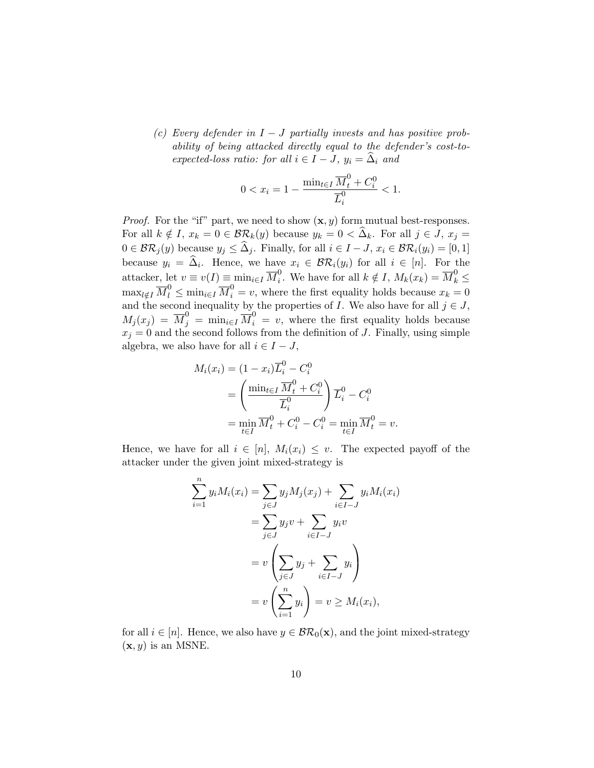(c) *Every defender in $I - J$ partially invests and has positive probability of being attacked directly equal to the defender's cost-to-expected-loss ratio: for all $i \in I - J$, $y_i = \widehat{\Delta}_i$ and*

$$0 < x_i = 1 - \frac{\min_{t \in I} \overline{M}_t^0 + C_i^0}{\overline{L}_i^0} < 1.$$

*Proof.* For the "if" part, we need to show $(\mathbf{x}, y)$ form mutual best-responses. For all $k \notin I$, $x_k = 0 \in \mathcal{BR}_k(y)$ because $y_k = 0 < \widehat{\Delta}_k$. For all $j \in J$, $x_j = 0 \in \mathcal{BR}_j(y)$ because $y_j \leq \widehat{\Delta}_j$. Finally, for all $i \in I - J$, $x_i \in \mathcal{BR}_i(y_i) = [0, 1]$ because $y_i = \widehat{\Delta}_i$. Hence, we have $x_i \in \mathcal{BR}_i(y_i)$ for all $i \in [n]$. For the attacker, let $v \equiv v(I) \equiv \min_{i \in I} \overline{M}_i^0$. We have for all $k \notin I$, $M_k(x_k) = \overline{M}_k^0 \leq \max_{l \notin I} \overline{M}_l^0 \leq \min_{i \in I} \overline{M}_i^0 = v$, where the first equality holds because $x_k = 0$ and the second inequality by the properties of $I$. We also have for all $j \in J$, $M_j(x_j) = \overline{M}_j^0 = \min_{i \in I} \overline{M}_i^0 = v$, where the first equality holds because $x_j = 0$ and the second follows from the definition of $J$. Finally, using simple algebra, we also have for all $i \in I - J$,

$$\begin{aligned}
M_i(x_i) &= (1 - x_i)\overline{L}_i^0 - C_i^0 \\
&= \left( \frac{\min_{t \in I} \overline{M}_t^0 + C_i^0}{\overline{L}_i^0} \right) \overline{L}_i^0 - C_i^0 \\
&= \min_{t \in I} \overline{M}_t^0 + C_i^0 - C_i^0 = \min_{t \in I} \overline{M}_t^0 = v.
\end{aligned}$$

Hence, we have for all $i \in [n]$, $M_i(x_i) \leq v$. The expected payoff of the attacker under the given joint mixed-strategy is

$$\begin{aligned}
\sum_{i=1}^{n} y_i M_i(x_i) &= \sum_{j \in J} y_j M_j(x_j) + \sum_{i \in I - J} y_i M_i(x_i) \\
&= \sum_{j \in J} y_j v + \sum_{i \in I - J} y_i v \\
&= v \left( \sum_{j \in J} y_j + \sum_{i \in I - J} y_i \right) \\
&= v \left( \sum_{i=1}^{n} y_i \right) = v \geq M_i(x_i),
\end{aligned}$$

for all $i \in [n]$. Hence, we also have $y \in \mathcal{BR}_0(\mathbf{x})$, and the joint mixed-strategy $(\mathbf{x}, y)$ is an MSNE.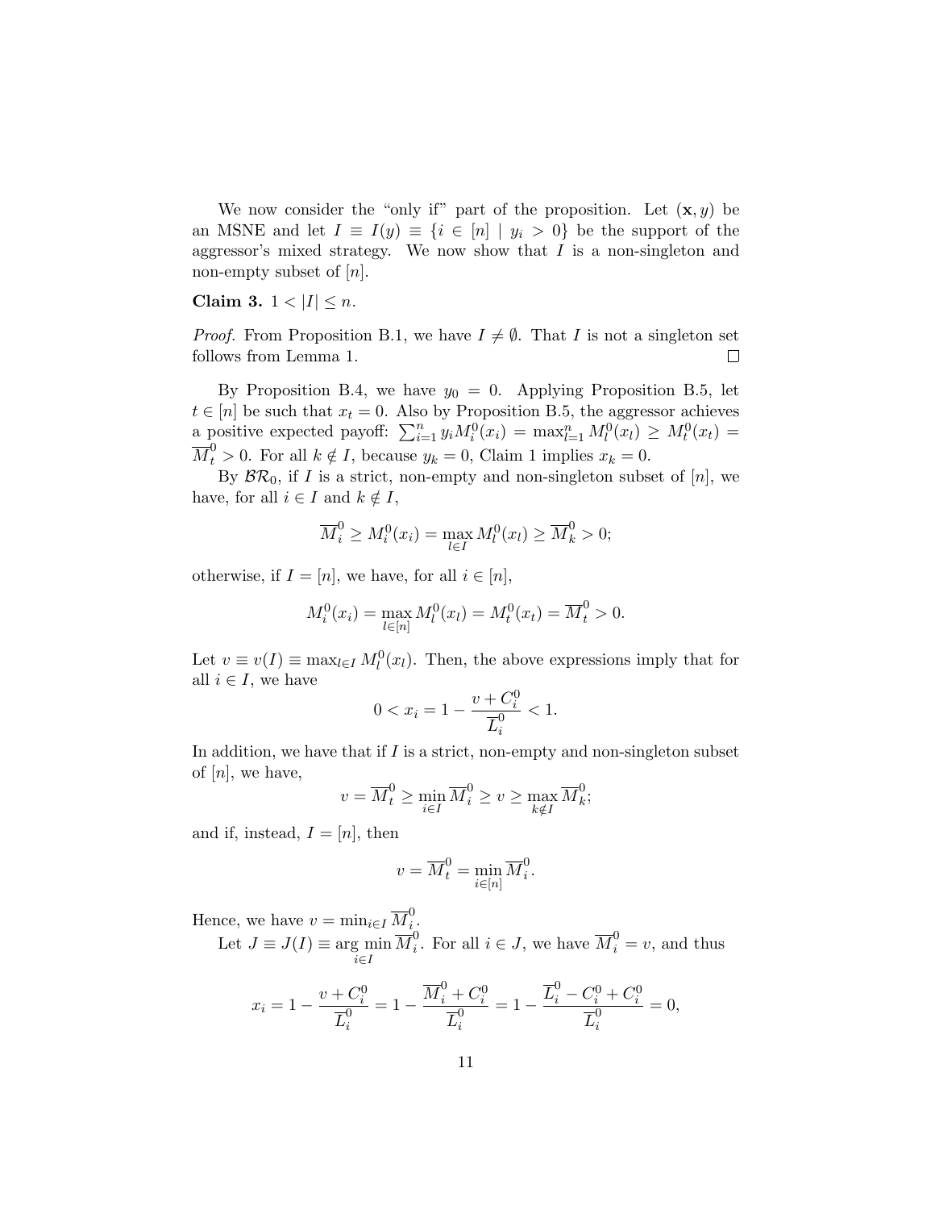We now consider the "only if" part of the proposition. Let $(\mathbf{x}, y)$ be an MSNE and let $I \equiv I(y) \equiv \{i \in [n] \mid y_i > 0\}$ be the support of the aggressor's mixed strategy. We now show that $I$ is a non-singleton and non-empty subset of $[n]$.

**Claim 3.** $1 < |I| \leq n$.

*Proof.* From Proposition B.1, we have $I \neq \emptyset$. That $I$ is not a singleton set follows from Lemma 1. $\square$

By Proposition B.4, we have $y_0 = 0$. Applying Proposition B.5, let $t \in [n]$ be such that $x_t = 0$. Also by Proposition B.5, the aggressor achieves a positive expected payoff: $\sum_{i=1}^{n} y_i M_i^0(x_i) = \max_{l=1}^{n} M_l^0(x_l) \geq M_t^0(x_t) = \overline{M}_t^0 > 0$. For all $k \notin I$, because $y_k = 0$, Claim 1 implies $x_k = 0$.

By $\mathcal{BR}_0$, if $I$ is a strict, non-empty and non-singleton subset of $[n]$, we have, for all $i \in I$ and $k \notin I$,

$$\overline{M}_i^0 \geq M_i^0(x_i) = \max_{l \in I} M_l^0(x_l) \geq \overline{M}_k^0 > 0;$$

otherwise, if $I = [n]$, we have, for all $i \in [n]$,

$$M_i^0(x_i) = \max_{l \in [n]} M_l^0(x_l) = M_t^0(x_t) = \overline{M}_t^0 > 0.$$

Let $v \equiv v(I) \equiv \max_{l \in I} M_l^0(x_l)$. Then, the above expressions imply that for all $i \in I$, we have

$$0 < x_i = 1 - \frac{v + C_i^0}{\overline{L}_i^0} < 1.$$

In addition, we have that if $I$ is a strict, non-empty and non-singleton subset of $[n]$, we have,

$$v = \overline{M}_t^0 \geq \min_{i \in I} \overline{M}_i^0 \geq v \geq \max_{k \notin I} \overline{M}_k^0;$$

and if, instead, $I = [n]$, then

$$v = \overline{M}_t^0 = \min_{i \in [n]} \overline{M}_i^0.$$

Hence, we have $v = \min_{i \in I} \overline{M}_i^0$.

Let $J \equiv J(I) \equiv \arg\min_{i \in I} \overline{M}_i^0$. For all $i \in J$, we have $\overline{M}_i^0 = v$, and thus

$$x_i = 1 - \frac{v + C_i^0}{\overline{L}_i^0} = 1 - \frac{\overline{M}_i^0 + C_i^0}{\overline{L}_i^0} = 1 - \frac{\overline{L}_i^0 - C_i^0 + C_i^0}{\overline{L}_i^0} = 0,$$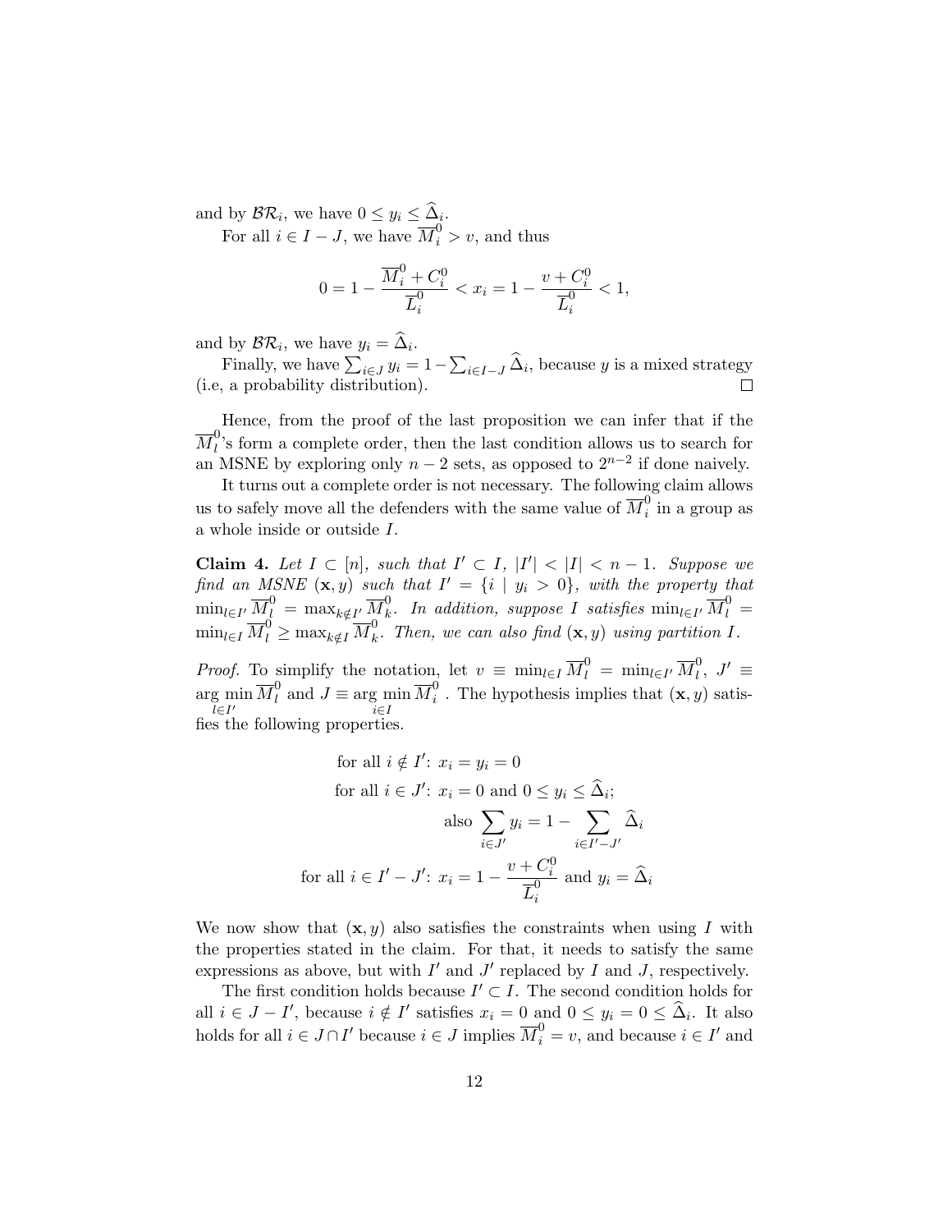and by $\mathcal{BR}_i$, we have $0 \leq y_i \leq \widehat{\Delta}_i$.

For all $i \in I - J$, we have $\overline{M}_i^0 > v$, and thus

$$0 = 1 - \frac{\overline{M}_i^0 + C_i^0}{\overline{L}_i^0} < x_i = 1 - \frac{v + C_i^0}{\overline{L}_i^0} < 1,$$

and by $\mathcal{BR}_i$, we have $y_i = \widehat{\Delta}_i$.

Finally, we have $\sum_{i \in J} y_i = 1 - \sum_{i \in I-J} \widehat{\Delta}_i$, because $y$ is a mixed strategy (i.e, a probability distribution). □

Hence, from the proof of the last proposition we can infer that if the $\overline{M}_l^0$'s form a complete order, then the last condition allows us to search for an MSNE by exploring only $n-2$ sets, as opposed to $2^{n-2}$ if done naively.

It turns out a complete order is not necessary. The following claim allows us to safely move all the defenders with the same value of $\overline{M}_i^0$ in a group as a whole inside or outside $I$.

**Claim 4.** *Let $I \subset [n]$, such that $I' \subset I$, $|I'| < |I| < n-1$. Suppose we find an MSNE $(\mathbf{x}, y)$ such that $I' = \{i \mid y_i > 0\}$, with the property that $\min_{l \in I'} \overline{M}_l^0 = \max_{k \notin I'} \overline{M}_k^0$. In addition, suppose $I$ satisfies $\min_{l \in I'} \overline{M}_l^0 = \min_{l \in I} \overline{M}_l^0 \geq \max_{k \notin I} \overline{M}_k^0$. Then, we can also find $(\mathbf{x}, y)$ using partition $I$.*

*Proof.* To simplify the notation, let $v \equiv \min_{l \in I} \overline{M}_l^0 = \min_{l \in I'} \overline{M}_l^0$, $J' \equiv \arg\min_{l \in I'} \overline{M}_l^0$ and $J \equiv \arg\min_{i \in I} \overline{M}_i^0$. The hypothesis implies that $(\mathbf{x}, y)$ satisfies the following properties.

$$\text{for all } i \notin I' \text{: } x_i = y_i = 0$$
$$\text{for all } i \in J' \text{: } x_i = 0 \text{ and } 0 \leq y_i \leq \widehat{\Delta}_i;$$
$$\text{also } \sum_{i \in J'} y_i = 1 - \sum_{i \in I'-J'} \widehat{\Delta}_i$$
$$\text{for all } i \in I' - J' \text{: } x_i = 1 - \frac{v + C_i^0}{\overline{L}_i^0} \text{ and } y_i = \widehat{\Delta}_i$$

We now show that $(\mathbf{x}, y)$ also satisfies the constraints when using $I$ with the properties stated in the claim. For that, it needs to satisfy the same expressions as above, but with $I'$ and $J'$ replaced by $I$ and $J$, respectively.

The first condition holds because $I' \subset I$. The second condition holds for all $i \in J - I'$, because $i \notin I'$ satisfies $x_i = 0$ and $0 \leq y_i = 0 \leq \widehat{\Delta}_i$. It also holds for all $i \in J \cap I'$ because $i \in J$ implies $\overline{M}_i^0 = v$, and because $i \in I'$ and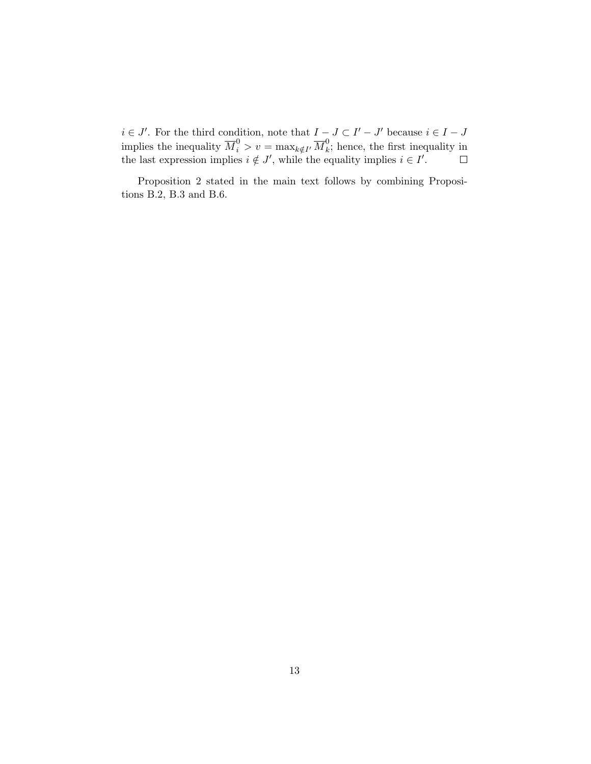$i \in J'$. For the third condition, note that $I - J \subset I' - J'$ because $i \in I - J$ implies the inequality $\overline{M}_i^0 > v = \max_{k \notin I'} \overline{M}_k^0$; hence, the first inequality in the last expression implies $i \notin J'$, while the equality implies $i \in I'$. $\square$

Proposition 2 stated in the main text follows by combining Propositions B.2, B.3 and B.6.